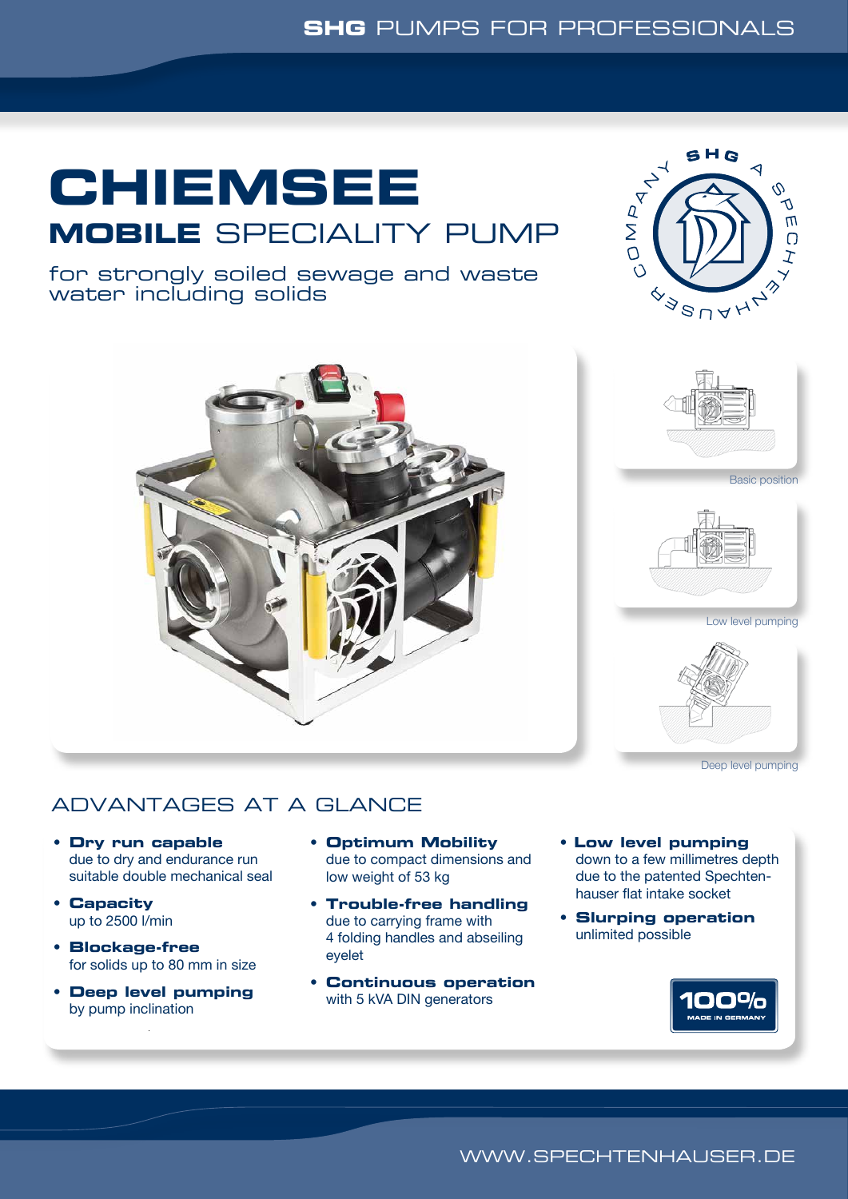# CHIEMSEE

## MOBILE SPECIALITY PUMP

for strongly soiled sewage and waste water including solids

Basic position

Low level pumping

Deep level pumping

## ADVANTAGES AT A GLANCE

- **Dry run capable**
  due to dry and endurance run suitable double mechanical seal
- **Capacity**
  up to 2500 l/min
- **Blockage-free**
  for solids up to 80 mm in size
- **Deep level pumping**
  by pump inclination
- **Optimum Mobility**
  due to compact dimensions and low weight of 53 kg
- **Trouble-free handling**
  due to carrying frame with 4 folding handles and abseiling eyelet
- **Continuous operation**
  with 5 kVA DIN generators
- **Low level pumping**
  down to a few millimetres depth due to the patented Spechtenhauser flat intake socket
- **Slurping operation**
  unlimited possible

100% MADE IN GERMANY

WWW.SPECHTENHAUSER.DE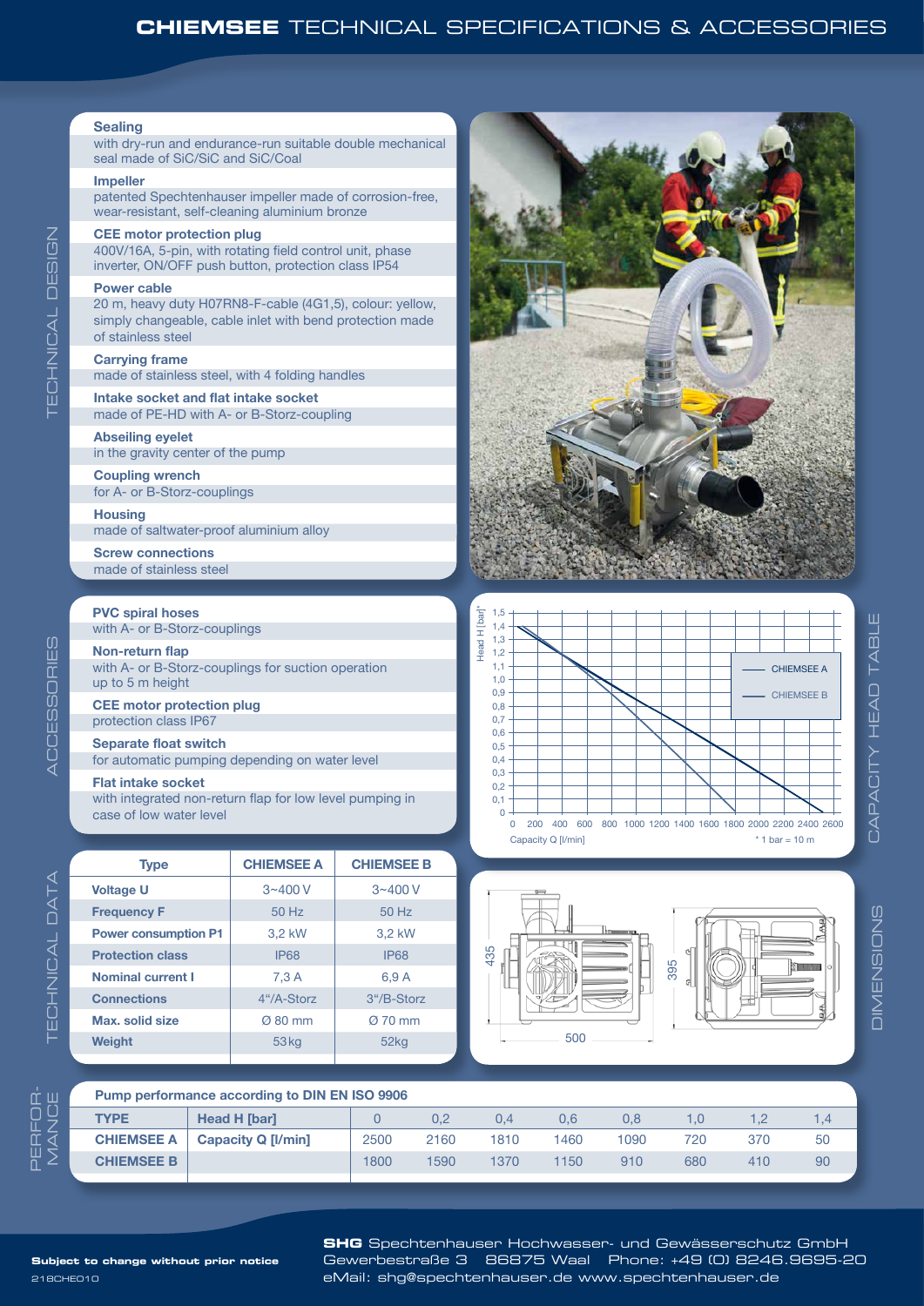# CHIEMSEE TECHNICAL SPECIFICATIONS & ACCESSORIES

## TECHNICAL DESIGN

**Sealing**
with dry-run and endurance-run suitable double mechanical seal made of SiC/SiC and SiC/Coal

**Impeller**
patented Spechtenhauser impeller made of corrosion-free, wear-resistant, self-cleaning aluminium bronze

**CEE motor protection plug**
400V/16A, 5-pin, with rotating field control unit, phase inverter, ON/OFF push button, protection class IP54

**Power cable**
20 m, heavy duty H07RN8-F-cable (4G1,5), colour: yellow, simply changeable, cable inlet with bend protection made of stainless steel

**Carrying frame**
made of stainless steel, with 4 folding handles

**Intake socket and flat intake socket**
made of PE-HD with A- or B-Storz-coupling

**Abseiling eyelet**
in the gravity center of the pump

**Coupling wrench**
for A- or B-Storz-couplings

**Housing**
made of saltwater-proof aluminium alloy

**Screw connections**
made of stainless steel

## ACCESSORIES

**PVC spiral hoses**
with A- or B-Storz-couplings

**Non-return flap**
with A- or B-Storz-couplings for suction operation up to 5 m height

**CEE motor protection plug**
protection class IP67

**Separate float switch**
for automatic pumping depending on water level

**Flat intake socket**
with integrated non-return flap for low level pumping in case of low water level

## CAPACITY HEAD TABLE

Head H [bar]*
1,5 1,4 1,3 1,2 1,1 1,0 0,9 0,8 0,7 0,6 0,5 0,4 0,3 0,2 0,1 0
Capacity Q [l/min]
0 200 400 600 800 1000 1200 1400 1600 1800 2000 2200 2400 2600
CHIEMSEE A
CHIEMSEE B
* 1 bar = 10 m

## TECHNICAL DATA

| Type | CHIEMSEE A | CHIEMSEE B |
|---|---|---|
| Voltage U | 3~400 V | 3~400 V |
| Frequency F | 50 Hz | 50 Hz |
| Power consumption P1 | 3,2 kW | 3,2 kW |
| Protection class | IP68 | IP68 |
| Nominal current I | 7,3 A | 6,9 A |
| Connections | 4"/A-Storz | 3"/B-Storz |
| Max. solid size | Ø 80 mm | Ø 70 mm |
| Weight | 53 kg | 52kg |

## DIMENSIONS

435
500
395

## PERFORMANCE

Pump performance according to DIN EN ISO 9906

| TYPE | Head H [bar] | 0 | 0,2 | 0,4 | 0,6 | 0,8 | 1,0 | 1,2 | 1,4 |
|---|---|---|---|---|---|---|---|---|---|
| CHIEMSEE A | Capacity Q [l/min] | 2500 | 2160 | 1810 | 1460 | 1090 | 720 | 370 | 50 |
| CHIEMSEE B | | 1800 | 1590 | 1370 | 1150 | 910 | 680 | 410 | 90 |

**Subject to change without prior notice**
218CHE010

**SHG** Spechtenhauser Hochwasser- und Gewässerschutz GmbH
Gewerbestraße 3 86875 Waal Phone: +49 (0) 8246.9695-20
eMail: shg@spechtenhauser.de www.spechtenhauser.de